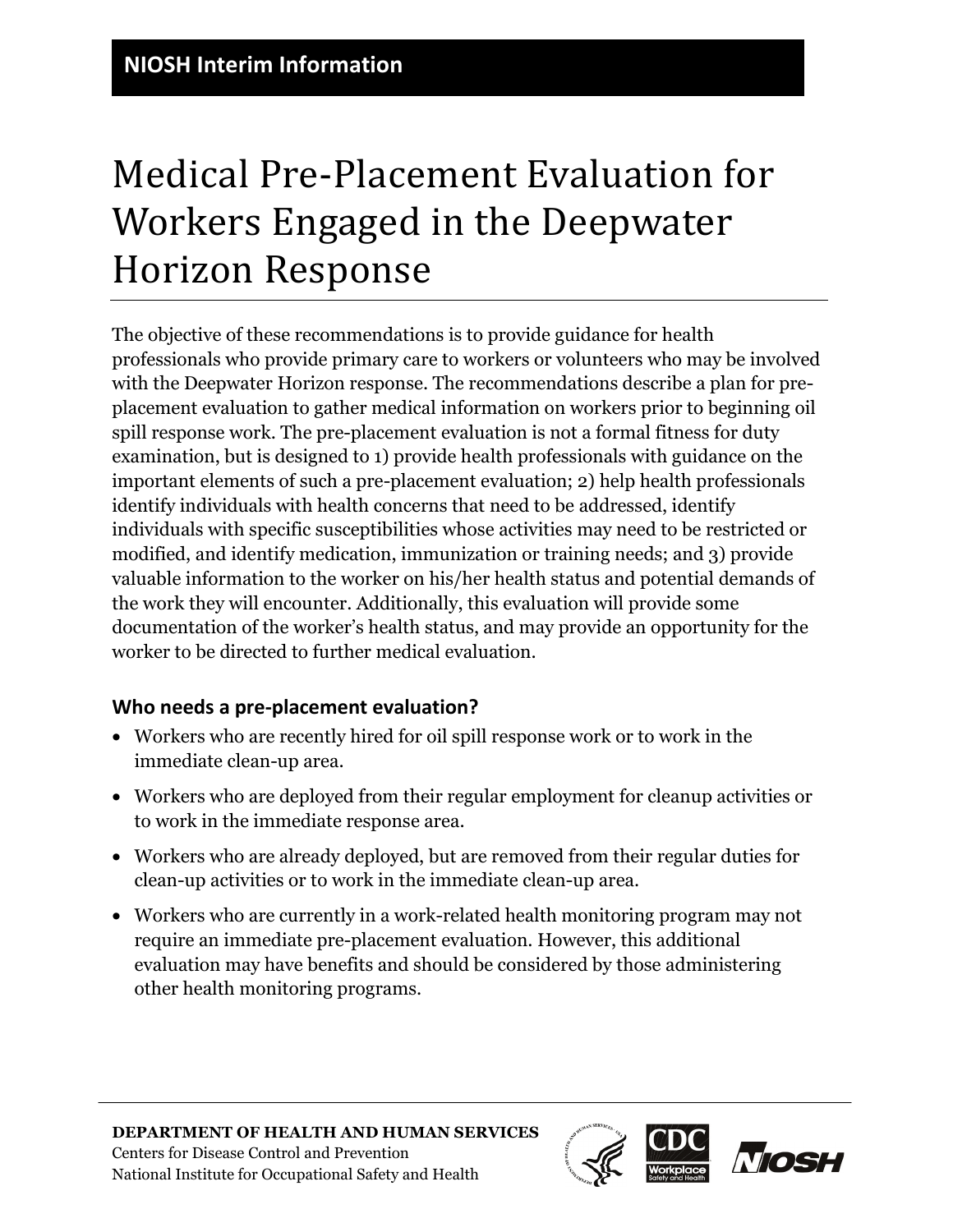**NIOSH Interim Information**

# Medical Pre-Placement Evaluation for Workers Engaged in the Deepwater Horizon Response

The objective of these recommendations is to provide guidance for health professionals who provide primary care to workers or volunteers who may be involved with the Deepwater Horizon response. The recommendations describe a plan for pre-placement evaluation to gather medical information on workers prior to beginning oil spill response work. The pre-placement evaluation is not a formal fitness for duty examination, but is designed to 1) provide health professionals with guidance on the important elements of such a pre-placement evaluation; 2) help health professionals identify individuals with health concerns that need to be addressed, identify individuals with specific susceptibilities whose activities may need to be restricted or modified, and identify medication, immunization or training needs; and 3) provide valuable information to the worker on his/her health status and potential demands of the work they will encounter. Additionally, this evaluation will provide some documentation of the worker's health status, and may provide an opportunity for the worker to be directed to further medical evaluation.

## Who needs a pre-placement evaluation?

- Workers who are recently hired for oil spill response work or to work in the immediate clean-up area.
- Workers who are deployed from their regular employment for cleanup activities or to work in the immediate response area.
- Workers who are already deployed, but are removed from their regular duties for clean-up activities or to work in the immediate clean-up area.
- Workers who are currently in a work-related health monitoring program may not require an immediate pre-placement evaluation. However, this additional evaluation may have benefits and should be considered by those administering other health monitoring programs.

**DEPARTMENT OF HEALTH AND HUMAN SERVICES**
Centers for Disease Control and Prevention
National Institute for Occupational Safety and Health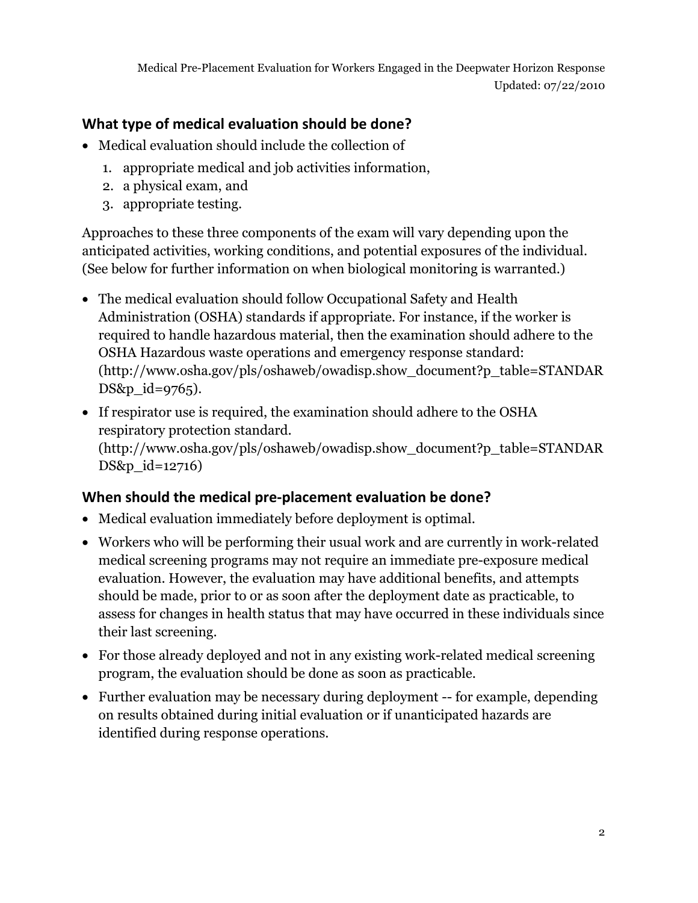## What type of medical evaluation should be done?

- Medical evaluation should include the collection of
  1. appropriate medical and job activities information,
  2. a physical exam, and
  3. appropriate testing.

Approaches to these three components of the exam will vary depending upon the anticipated activities, working conditions, and potential exposures of the individual. (See below for further information on when biological monitoring is warranted.)

- The medical evaluation should follow Occupational Safety and Health Administration (OSHA) standards if appropriate. For instance, if the worker is required to handle hazardous material, then the examination should adhere to the OSHA Hazardous waste operations and emergency response standard: (http://www.osha.gov/pls/oshaweb/owadisp.show_document?p_table=STANDARDS&p_id=9765).
- If respirator use is required, the examination should adhere to the OSHA respiratory protection standard. (http://www.osha.gov/pls/oshaweb/owadisp.show_document?p_table=STANDARDS&p_id=12716)

## When should the medical pre-placement evaluation be done?

- Medical evaluation immediately before deployment is optimal.
- Workers who will be performing their usual work and are currently in work-related medical screening programs may not require an immediate pre-exposure medical evaluation. However, the evaluation may have additional benefits, and attempts should be made, prior to or as soon after the deployment date as practicable, to assess for changes in health status that may have occurred in these individuals since their last screening.
- For those already deployed and not in any existing work-related medical screening program, the evaluation should be done as soon as practicable.
- Further evaluation may be necessary during deployment -- for example, depending on results obtained during initial evaluation or if unanticipated hazards are identified during response operations.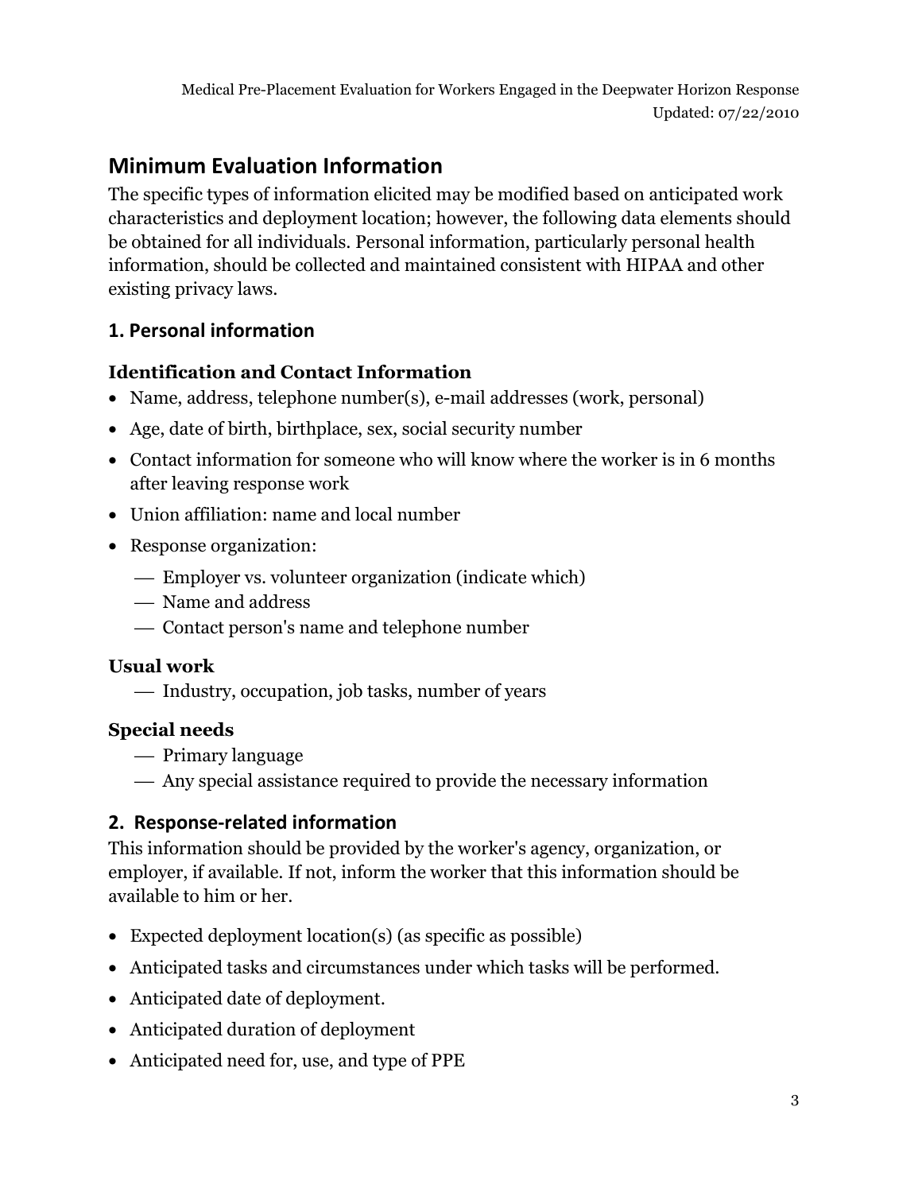## Minimum Evaluation Information

The specific types of information elicited may be modified based on anticipated work characteristics and deployment location; however, the following data elements should be obtained for all individuals. Personal information, particularly personal health information, should be collected and maintained consistent with HIPAA and other existing privacy laws.

### 1. Personal information

#### Identification and Contact Information

- Name, address, telephone number(s), e-mail addresses (work, personal)
- Age, date of birth, birthplace, sex, social security number
- Contact information for someone who will know where the worker is in 6 months after leaving response work
- Union affiliation: name and local number
- Response organization:
  - Employer vs. volunteer organization (indicate which)
  - Name and address
  - Contact person's name and telephone number

#### Usual work

- Industry, occupation, job tasks, number of years

#### Special needs

- Primary language
- Any special assistance required to provide the necessary information

### 2. Response-related information

This information should be provided by the worker's agency, organization, or employer, if available. If not, inform the worker that this information should be available to him or her.

- Expected deployment location(s) (as specific as possible)
- Anticipated tasks and circumstances under which tasks will be performed.
- Anticipated date of deployment.
- Anticipated duration of deployment
- Anticipated need for, use, and type of PPE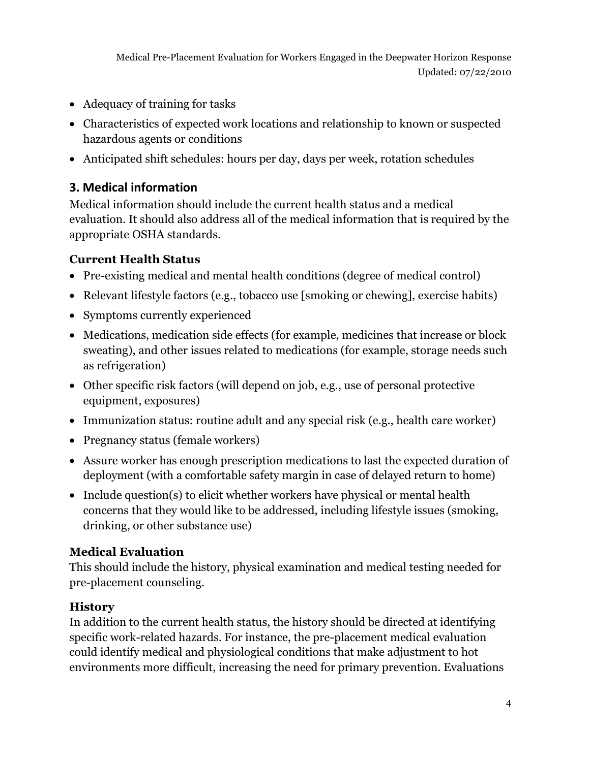- Adequacy of training for tasks
- Characteristics of expected work locations and relationship to known or suspected hazardous agents or conditions
- Anticipated shift schedules: hours per day, days per week, rotation schedules

## 3. Medical information

Medical information should include the current health status and a medical evaluation. It should also address all of the medical information that is required by the appropriate OSHA standards.

### Current Health Status

- Pre-existing medical and mental health conditions (degree of medical control)
- Relevant lifestyle factors (e.g., tobacco use [smoking or chewing], exercise habits)
- Symptoms currently experienced
- Medications, medication side effects (for example, medicines that increase or block sweating), and other issues related to medications (for example, storage needs such as refrigeration)
- Other specific risk factors (will depend on job, e.g., use of personal protective equipment, exposures)
- Immunization status: routine adult and any special risk (e.g., health care worker)
- Pregnancy status (female workers)
- Assure worker has enough prescription medications to last the expected duration of deployment (with a comfortable safety margin in case of delayed return to home)
- Include question(s) to elicit whether workers have physical or mental health concerns that they would like to be addressed, including lifestyle issues (smoking, drinking, or other substance use)

### Medical Evaluation

This should include the history, physical examination and medical testing needed for pre-placement counseling.

### History

In addition to the current health status, the history should be directed at identifying specific work-related hazards. For instance, the pre-placement medical evaluation could identify medical and physiological conditions that make adjustment to hot environments more difficult, increasing the need for primary prevention. Evaluations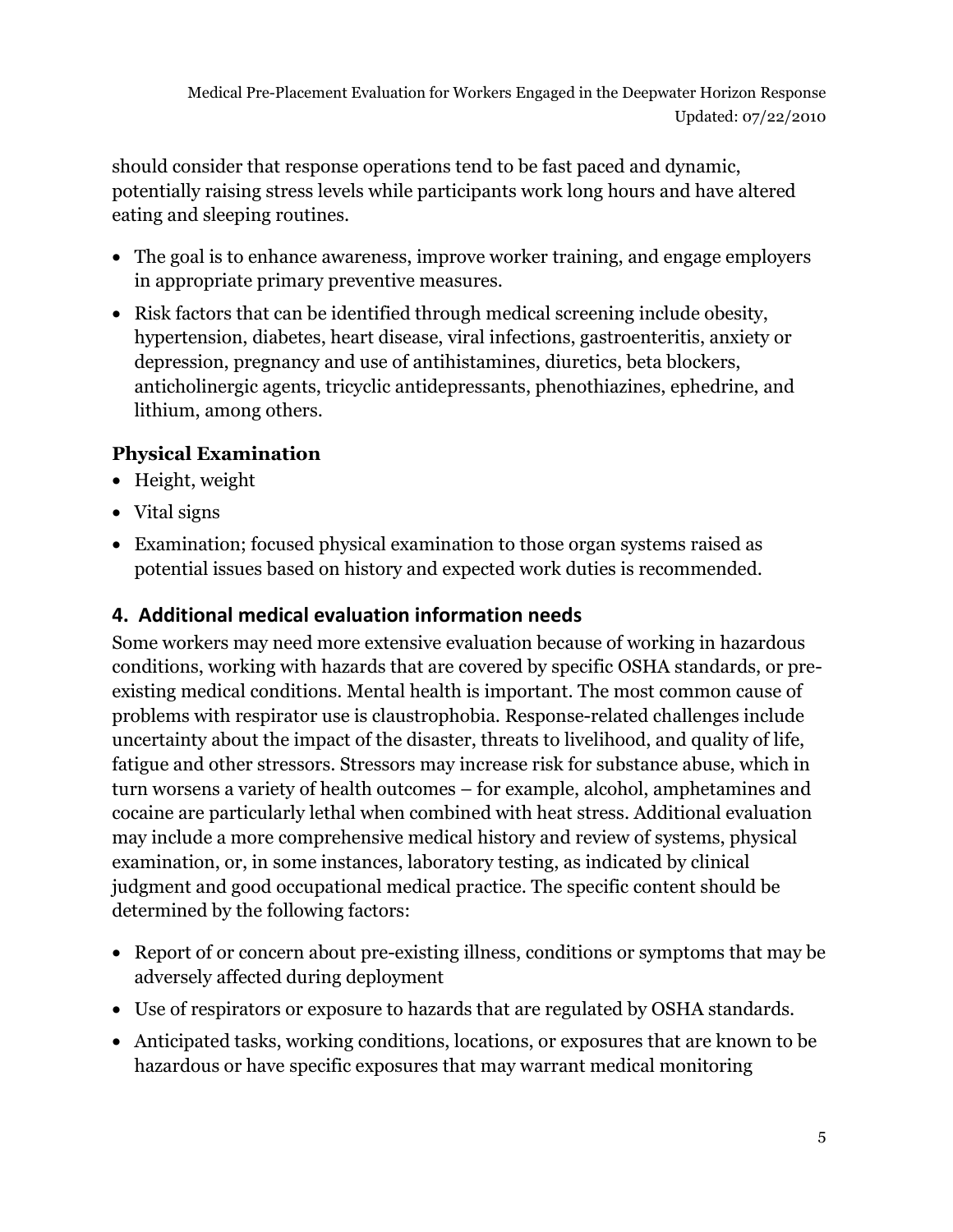should consider that response operations tend to be fast paced and dynamic, potentially raising stress levels while participants work long hours and have altered eating and sleeping routines.

- The goal is to enhance awareness, improve worker training, and engage employers in appropriate primary preventive measures.
- Risk factors that can be identified through medical screening include obesity, hypertension, diabetes, heart disease, viral infections, gastroenteritis, anxiety or depression, pregnancy and use of antihistamines, diuretics, beta blockers, anticholinergic agents, tricyclic antidepressants, phenothiazines, ephedrine, and lithium, among others.

**Physical Examination**

- Height, weight
- Vital signs
- Examination; focused physical examination to those organ systems raised as potential issues based on history and expected work duties is recommended.

## 4. Additional medical evaluation information needs

Some workers may need more extensive evaluation because of working in hazardous conditions, working with hazards that are covered by specific OSHA standards, or pre-existing medical conditions. Mental health is important. The most common cause of problems with respirator use is claustrophobia. Response-related challenges include uncertainty about the impact of the disaster, threats to livelihood, and quality of life, fatigue and other stressors. Stressors may increase risk for substance abuse, which in turn worsens a variety of health outcomes – for example, alcohol, amphetamines and cocaine are particularly lethal when combined with heat stress. Additional evaluation may include a more comprehensive medical history and review of systems, physical examination, or, in some instances, laboratory testing, as indicated by clinical judgment and good occupational medical practice. The specific content should be determined by the following factors:

- Report of or concern about pre-existing illness, conditions or symptoms that may be adversely affected during deployment
- Use of respirators or exposure to hazards that are regulated by OSHA standards.
- Anticipated tasks, working conditions, locations, or exposures that are known to be hazardous or have specific exposures that may warrant medical monitoring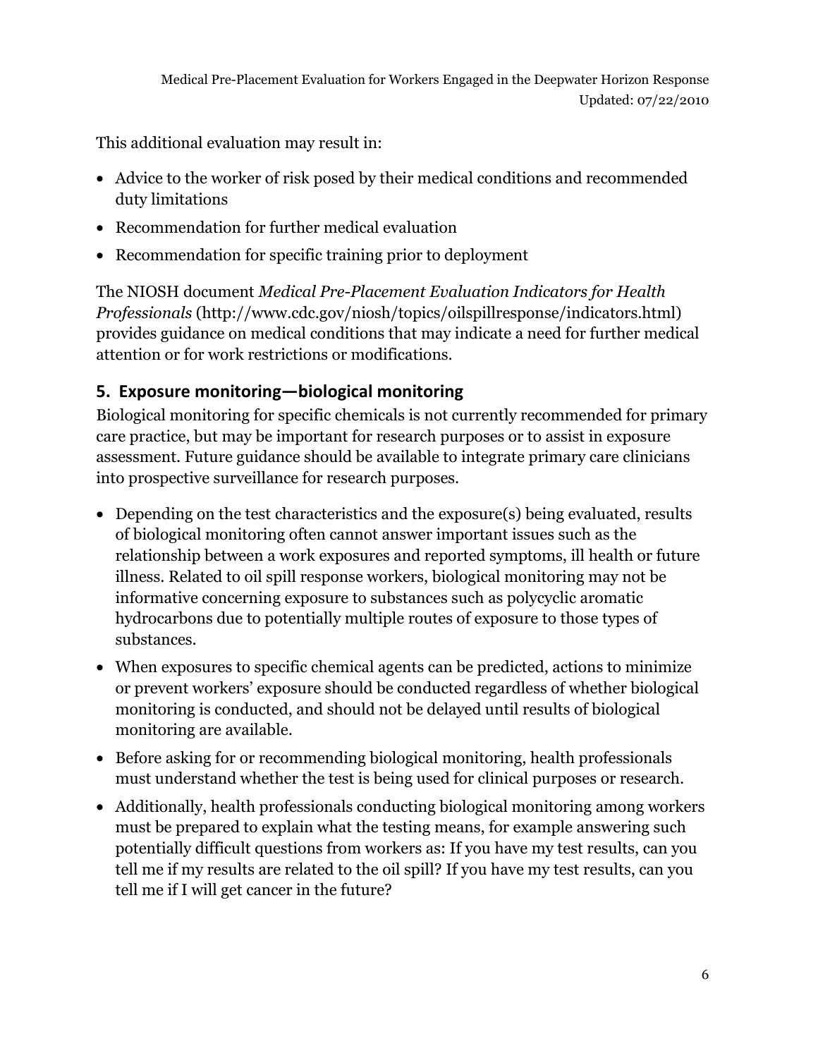This additional evaluation may result in:

- Advice to the worker of risk posed by their medical conditions and recommended duty limitations
- Recommendation for further medical evaluation
- Recommendation for specific training prior to deployment

The NIOSH document *Medical Pre-Placement Evaluation Indicators for Health Professionals* (http://www.cdc.gov/niosh/topics/oilspillresponse/indicators.html) provides guidance on medical conditions that may indicate a need for further medical attention or for work restrictions or modifications.

## 5. Exposure monitoring—biological monitoring

Biological monitoring for specific chemicals is not currently recommended for primary care practice, but may be important for research purposes or to assist in exposure assessment. Future guidance should be available to integrate primary care clinicians into prospective surveillance for research purposes.

- Depending on the test characteristics and the exposure(s) being evaluated, results of biological monitoring often cannot answer important issues such as the relationship between a work exposures and reported symptoms, ill health or future illness. Related to oil spill response workers, biological monitoring may not be informative concerning exposure to substances such as polycyclic aromatic hydrocarbons due to potentially multiple routes of exposure to those types of substances.
- When exposures to specific chemical agents can be predicted, actions to minimize or prevent workers' exposure should be conducted regardless of whether biological monitoring is conducted, and should not be delayed until results of biological monitoring are available.
- Before asking for or recommending biological monitoring, health professionals must understand whether the test is being used for clinical purposes or research.
- Additionally, health professionals conducting biological monitoring among workers must be prepared to explain what the testing means, for example answering such potentially difficult questions from workers as: If you have my test results, can you tell me if my results are related to the oil spill? If you have my test results, can you tell me if I will get cancer in the future?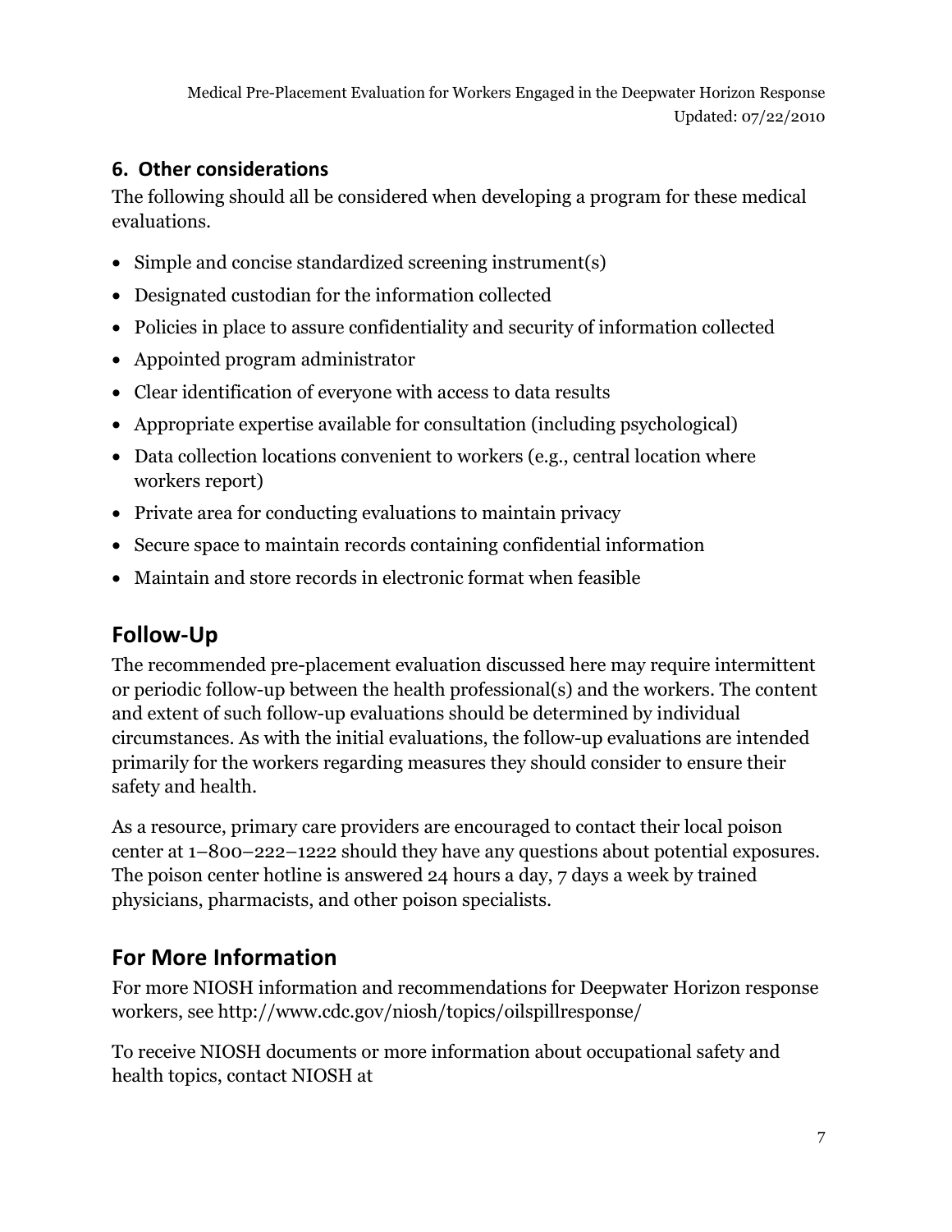### 6. Other considerations

The following should all be considered when developing a program for these medical evaluations.

- Simple and concise standardized screening instrument(s)
- Designated custodian for the information collected
- Policies in place to assure confidentiality and security of information collected
- Appointed program administrator
- Clear identification of everyone with access to data results
- Appropriate expertise available for consultation (including psychological)
- Data collection locations convenient to workers (e.g., central location where workers report)
- Private area for conducting evaluations to maintain privacy
- Secure space to maintain records containing confidential information
- Maintain and store records in electronic format when feasible

## Follow-Up

The recommended pre-placement evaluation discussed here may require intermittent or periodic follow-up between the health professional(s) and the workers. The content and extent of such follow-up evaluations should be determined by individual circumstances. As with the initial evaluations, the follow-up evaluations are intended primarily for the workers regarding measures they should consider to ensure their safety and health.

As a resource, primary care providers are encouraged to contact their local poison center at 1–800–222–1222 should they have any questions about potential exposures. The poison center hotline is answered 24 hours a day, 7 days a week by trained physicians, pharmacists, and other poison specialists.

## For More Information

For more NIOSH information and recommendations for Deepwater Horizon response workers, see http://www.cdc.gov/niosh/topics/oilspillresponse/

To receive NIOSH documents or more information about occupational safety and health topics, contact NIOSH at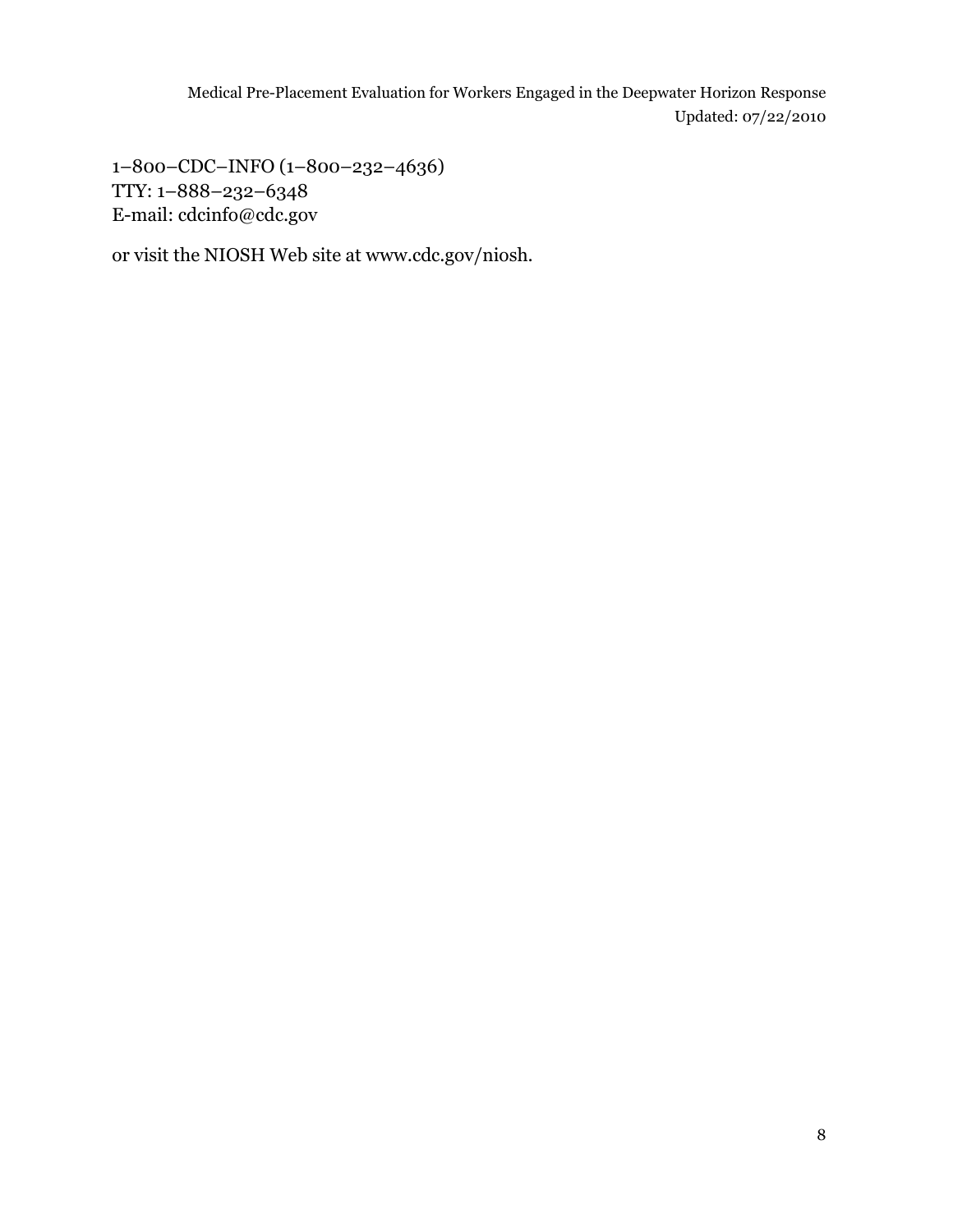1–800–CDC–INFO (1–800–232–4636)
TTY: 1–888–232–6348
E-mail: cdcinfo@cdc.gov

or visit the NIOSH Web site at www.cdc.gov/niosh.